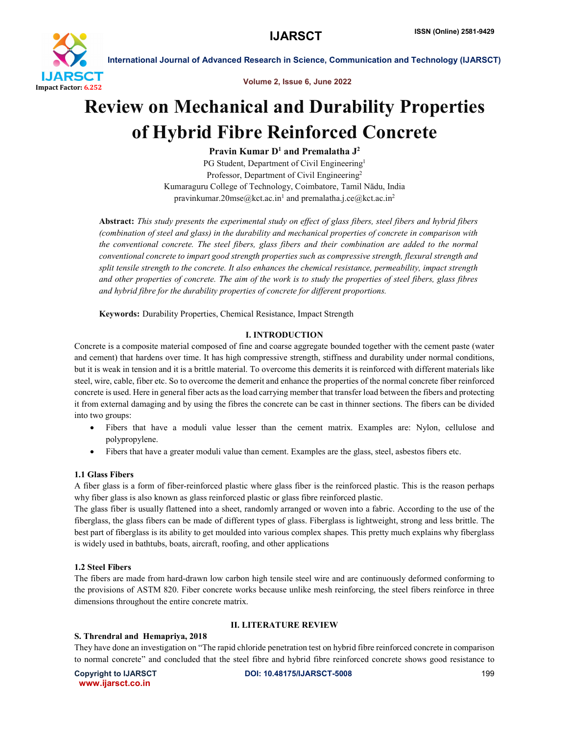# Review on Mechanical and Durability Properties of Hybrid Fibre Reinforced Concrete

**Pravin Kumar D[1] and Premalatha J[2]**

PG Student, Department of Civil Engineering[1]
Professor, Department of Civil Engineering[2]
Kumaraguru College of Technology, Coimbatore, Tamil Nādu, India
pravinkumar.20mse@kct.ac.in[1] and premalatha.j.ce@kct.ac.in[2]

**Abstract:** *This study presents the experimental study on effect of glass fibers, steel fibers and hybrid fibers (combination of steel and glass) in the durability and mechanical properties of concrete in comparison with the conventional concrete. The steel fibers, glass fibers and their combination are added to the normal conventional concrete to impart good strength properties such as compressive strength, flexural strength and split tensile strength to the concrete. It also enhances the chemical resistance, permeability, impact strength and other properties of concrete. The aim of the work is to study the properties of steel fibers, glass fibres and hybrid fibre for the durability properties of concrete for different proportions.*

**Keywords:** Durability Properties, Chemical Resistance, Impact Strength

## I. INTRODUCTION

Concrete is a composite material composed of fine and coarse aggregate bounded together with the cement paste (water and cement) that hardens over time. It has high compressive strength, stiffness and durability under normal conditions, but it is weak in tension and it is a brittle material. To overcome this demerits it is reinforced with different materials like steel, wire, cable, fiber etc. So to overcome the demerit and enhance the properties of the normal concrete fiber reinforced concrete is used. Here in general fiber acts as the load carrying member that transfer load between the fibers and protecting it from external damaging and by using the fibres the concrete can be cast in thinner sections. The fibers can be divided into two groups:

- Fibers that have a moduli value lesser than the cement matrix. Examples are: Nylon, cellulose and polypropylene.
- Fibers that have a greater moduli value than cement. Examples are the glass, steel, asbestos fibers etc.

### 1.1 Glass Fibers

A fiber glass is a form of fiber-reinforced plastic where glass fiber is the reinforced plastic. This is the reason perhaps why fiber glass is also known as glass reinforced plastic or glass fibre reinforced plastic.

The glass fiber is usually flattened into a sheet, randomly arranged or woven into a fabric. According to the use of the fiberglass, the glass fibers can be made of different types of glass. Fiberglass is lightweight, strong and less brittle. The best part of fiberglass is its ability to get moulded into various complex shapes. This pretty much explains why fiberglass is widely used in bathtubs, boats, aircraft, roofing, and other applications

### 1.2 Steel Fibers

The fibers are made from hard-drawn low carbon high tensile steel wire and are continuously deformed conforming to the provisions of ASTM 820. Fiber concrete works because unlike mesh reinforcing, the steel fibers reinforce in three dimensions throughout the entire concrete matrix.

## II. LITERATURE REVIEW

**S. Threndral and Hemapriya, 2018**

They have done an investigation on "The rapid chloride penetration test on hybrid fibre reinforced concrete in comparison to normal concrete" and concluded that the steel fibre and hybrid fibre reinforced concrete shows good resistance to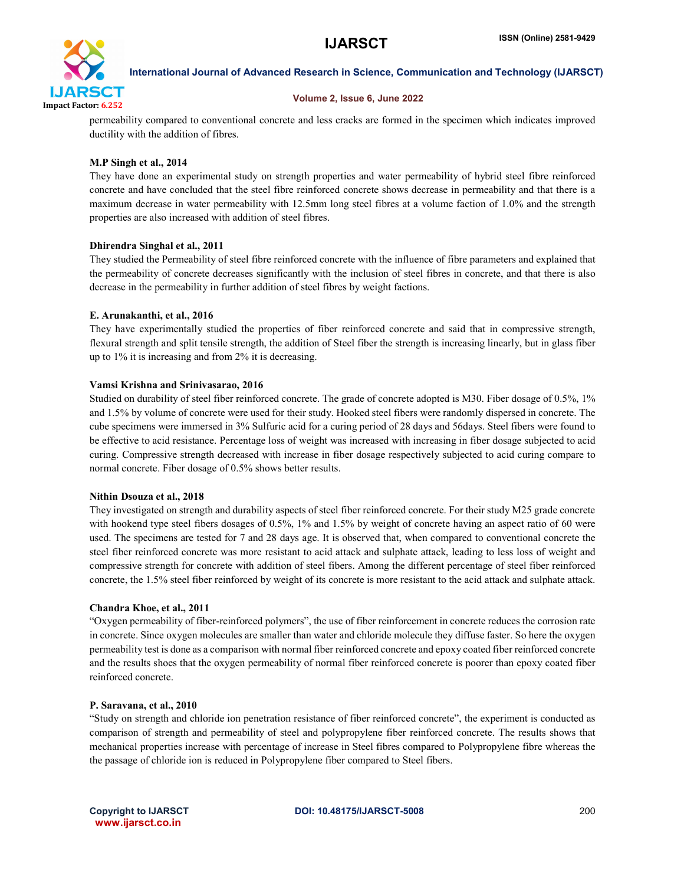permeability compared to conventional concrete and less cracks are formed in the specimen which indicates improved ductility with the addition of fibres.

**M.P Singh et al., 2014**

They have done an experimental study on strength properties and water permeability of hybrid steel fibre reinforced concrete and have concluded that the steel fibre reinforced concrete shows decrease in permeability and that there is a maximum decrease in water permeability with 12.5mm long steel fibres at a volume faction of 1.0% and the strength properties are also increased with addition of steel fibres.

**Dhirendra Singhal et al., 2011**

They studied the Permeability of steel fibre reinforced concrete with the influence of fibre parameters and explained that the permeability of concrete decreases significantly with the inclusion of steel fibres in concrete, and that there is also decrease in the permeability in further addition of steel fibres by weight factions.

**E. Arunakanthi, et al., 2016**

They have experimentally studied the properties of fiber reinforced concrete and said that in compressive strength, flexural strength and split tensile strength, the addition of Steel fiber the strength is increasing linearly, but in glass fiber up to 1% it is increasing and from 2% it is decreasing.

**Vamsi Krishna and Srinivasarao, 2016**

Studied on durability of steel fiber reinforced concrete. The grade of concrete adopted is M30. Fiber dosage of 0.5%, 1% and 1.5% by volume of concrete were used for their study. Hooked steel fibers were randomly dispersed in concrete. The cube specimens were immersed in 3% Sulfuric acid for a curing period of 28 days and 56days. Steel fibers were found to be effective to acid resistance. Percentage loss of weight was increased with increasing in fiber dosage subjected to acid curing. Compressive strength decreased with increase in fiber dosage respectively subjected to acid curing compare to normal concrete. Fiber dosage of 0.5% shows better results.

**Nithin Dsouza et al., 2018**

They investigated on strength and durability aspects of steel fiber reinforced concrete. For their study M25 grade concrete with hookend type steel fibers dosages of 0.5%, 1% and 1.5% by weight of concrete having an aspect ratio of 60 were used. The specimens are tested for 7 and 28 days age. It is observed that, when compared to conventional concrete the steel fiber reinforced concrete was more resistant to acid attack and sulphate attack, leading to less loss of weight and compressive strength for concrete with addition of steel fibers. Among the different percentage of steel fiber reinforced concrete, the 1.5% steel fiber reinforced by weight of its concrete is more resistant to the acid attack and sulphate attack.

**Chandra Khoe, et al., 2011**

"Oxygen permeability of fiber-reinforced polymers", the use of fiber reinforcement in concrete reduces the corrosion rate in concrete. Since oxygen molecules are smaller than water and chloride molecule they diffuse faster. So here the oxygen permeability test is done as a comparison with normal fiber reinforced concrete and epoxy coated fiber reinforced concrete and the results shoes that the oxygen permeability of normal fiber reinforced concrete is poorer than epoxy coated fiber reinforced concrete.

**P. Saravana, et al., 2010**

"Study on strength and chloride ion penetration resistance of fiber reinforced concrete", the experiment is conducted as comparison of strength and permeability of steel and polypropylene fiber reinforced concrete. The results shows that mechanical properties increase with percentage of increase in Steel fibres compared to Polypropylene fibre whereas the the passage of chloride ion is reduced in Polypropylene fiber compared to Steel fibers.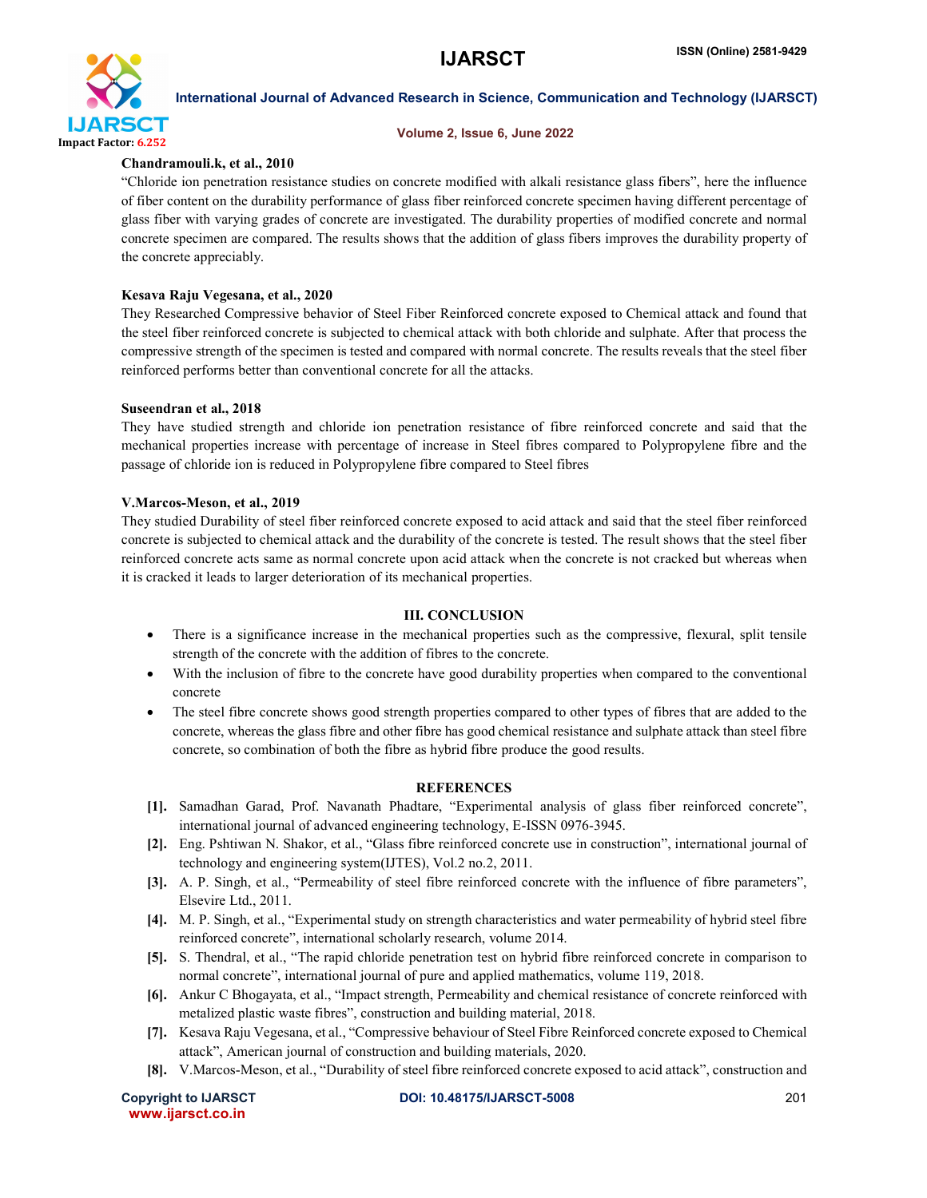**Chandramouli.k, et al., 2010**

"Chloride ion penetration resistance studies on concrete modified with alkali resistance glass fibers", here the influence of fiber content on the durability performance of glass fiber reinforced concrete specimen having different percentage of glass fiber with varying grades of concrete are investigated. The durability properties of modified concrete and normal concrete specimen are compared. The results shows that the addition of glass fibers improves the durability property of the concrete appreciably.

**Kesava Raju Vegesana, et al., 2020**

They Researched Compressive behavior of Steel Fiber Reinforced concrete exposed to Chemical attack and found that the steel fiber reinforced concrete is subjected to chemical attack with both chloride and sulphate. After that process the compressive strength of the specimen is tested and compared with normal concrete. The results reveals that the steel fiber reinforced performs better than conventional concrete for all the attacks.

**Suseendran et al., 2018**

They have studied strength and chloride ion penetration resistance of fibre reinforced concrete and said that the mechanical properties increase with percentage of increase in Steel fibres compared to Polypropylene fibre and the passage of chloride ion is reduced in Polypropylene fibre compared to Steel fibres

**V.Marcos-Meson, et al., 2019**

They studied Durability of steel fiber reinforced concrete exposed to acid attack and said that the steel fiber reinforced concrete is subjected to chemical attack and the durability of the concrete is tested. The result shows that the steel fiber reinforced concrete acts same as normal concrete upon acid attack when the concrete is not cracked but whereas when it is cracked it leads to larger deterioration of its mechanical properties.

## III. CONCLUSION

- There is a significance increase in the mechanical properties such as the compressive, flexural, split tensile strength of the concrete with the addition of fibres to the concrete.
- With the inclusion of fibre to the concrete have good durability properties when compared to the conventional concrete
- The steel fibre concrete shows good strength properties compared to other types of fibres that are added to the concrete, whereas the glass fibre and other fibre has good chemical resistance and sulphate attack than steel fibre concrete, so combination of both the fibre as hybrid fibre produce the good results.

## REFERENCES

[1]. Samadhan Garad, Prof. Navanath Phadtare, "Experimental analysis of glass fiber reinforced concrete", international journal of advanced engineering technology, E-ISSN 0976-3945.

[2]. Eng. Pshtiwan N. Shakor, et al., "Glass fibre reinforced concrete use in construction", international journal of technology and engineering system(IJTES), Vol.2 no.2, 2011.

[3]. A. P. Singh, et al., "Permeability of steel fibre reinforced concrete with the influence of fibre parameters", Elsevire Ltd., 2011.

[4]. M. P. Singh, et al., "Experimental study on strength characteristics and water permeability of hybrid steel fibre reinforced concrete", international scholarly research, volume 2014.

[5]. S. Thendral, et al., "The rapid chloride penetration test on hybrid fibre reinforced concrete in comparison to normal concrete", international journal of pure and applied mathematics, volume 119, 2018.

[6]. Ankur C Bhogayata, et al., "Impact strength, Permeability and chemical resistance of concrete reinforced with metalized plastic waste fibres", construction and building material, 2018.

[7]. Kesava Raju Vegesana, et al., "Compressive behaviour of Steel Fibre Reinforced concrete exposed to Chemical attack", American journal of construction and building materials, 2020.

[8]. V.Marcos-Meson, et al., "Durability of steel fibre reinforced concrete exposed to acid attack", construction and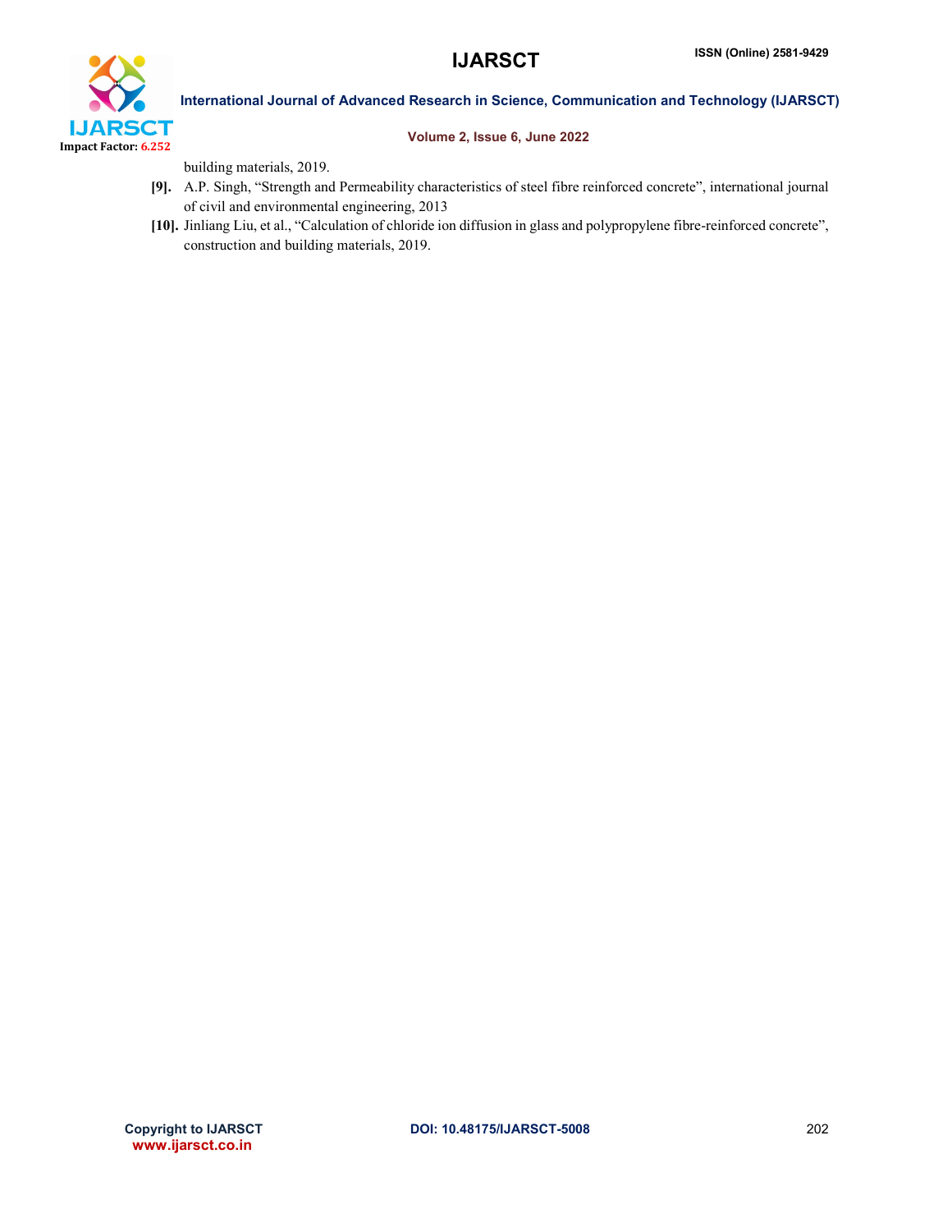building materials, 2019.

[9]. A.P. Singh, "Strength and Permeability characteristics of steel fibre reinforced concrete", international journal of civil and environmental engineering, 2013

[10]. Jinliang Liu, et al., "Calculation of chloride ion diffusion in glass and polypropylene fibre-reinforced concrete", construction and building materials, 2019.